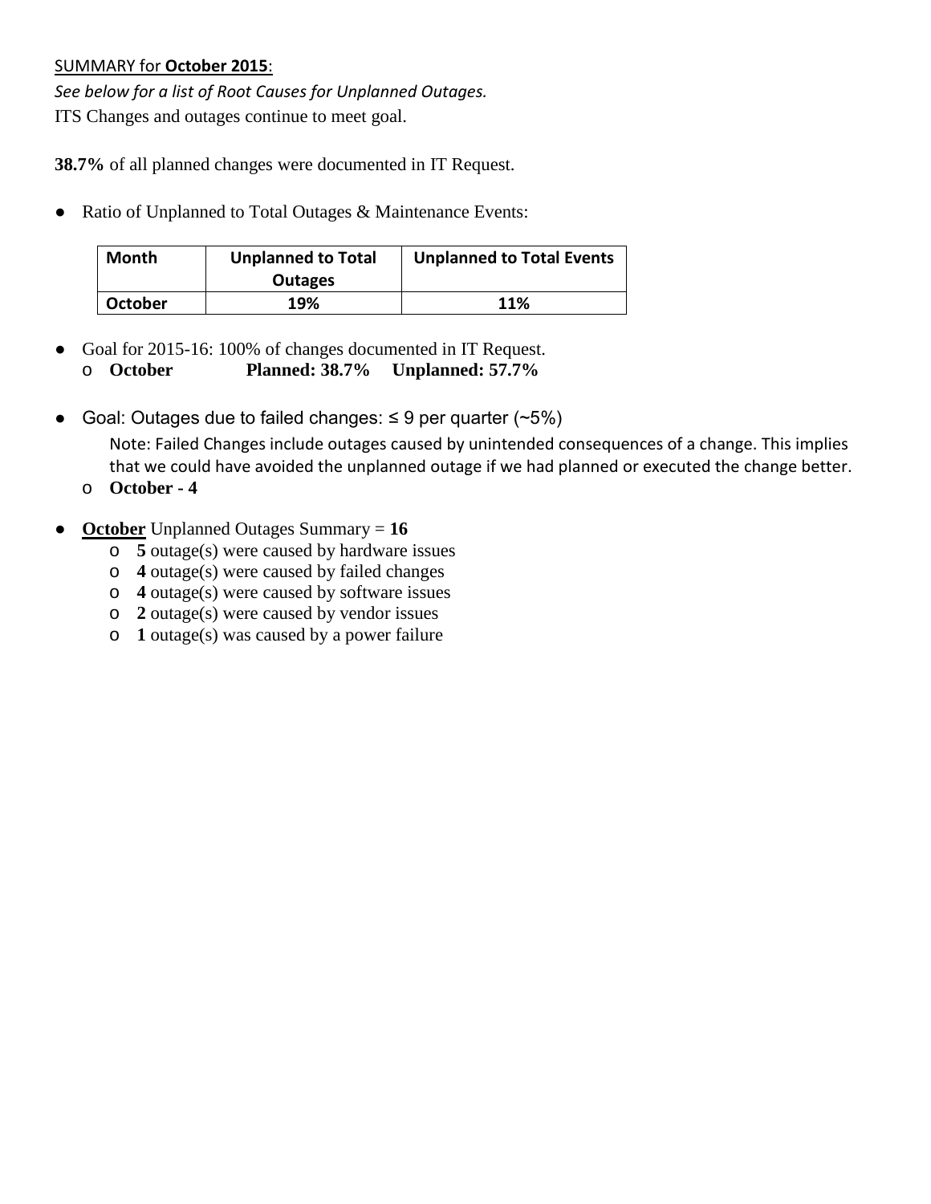SUMMARY for **October 2015**:

*See below for a list of Root Causes for Unplanned Outages.*

ITS Changes and outages continue to meet goal.

**38.7%** of all planned changes were documented in IT Request.

- Ratio of Unplanned to Total Outages & Maintenance Events:

| Month | Unplanned to Total Outages | Unplanned to Total Events |
|---|---|---|
| **October** | **19%** | **11%** |

- Goal for 2015-16: 100% of changes documented in IT Request.
  - **October Planned: 38.7% Unplanned: 57.7%**

- Goal: Outages due to failed changes: ≤ 9 per quarter (~5%)

  Note: Failed Changes include outages caused by unintended consequences of a change. This implies that we could have avoided the unplanned outage if we had planned or executed the change better.
  - **October - 4**

- **October** Unplanned Outages Summary = **16**
  - **5** outage(s) were caused by hardware issues
  - **4** outage(s) were caused by failed changes
  - **4** outage(s) were caused by software issues
  - **2** outage(s) were caused by vendor issues
  - **1** outage(s) was caused by a power failure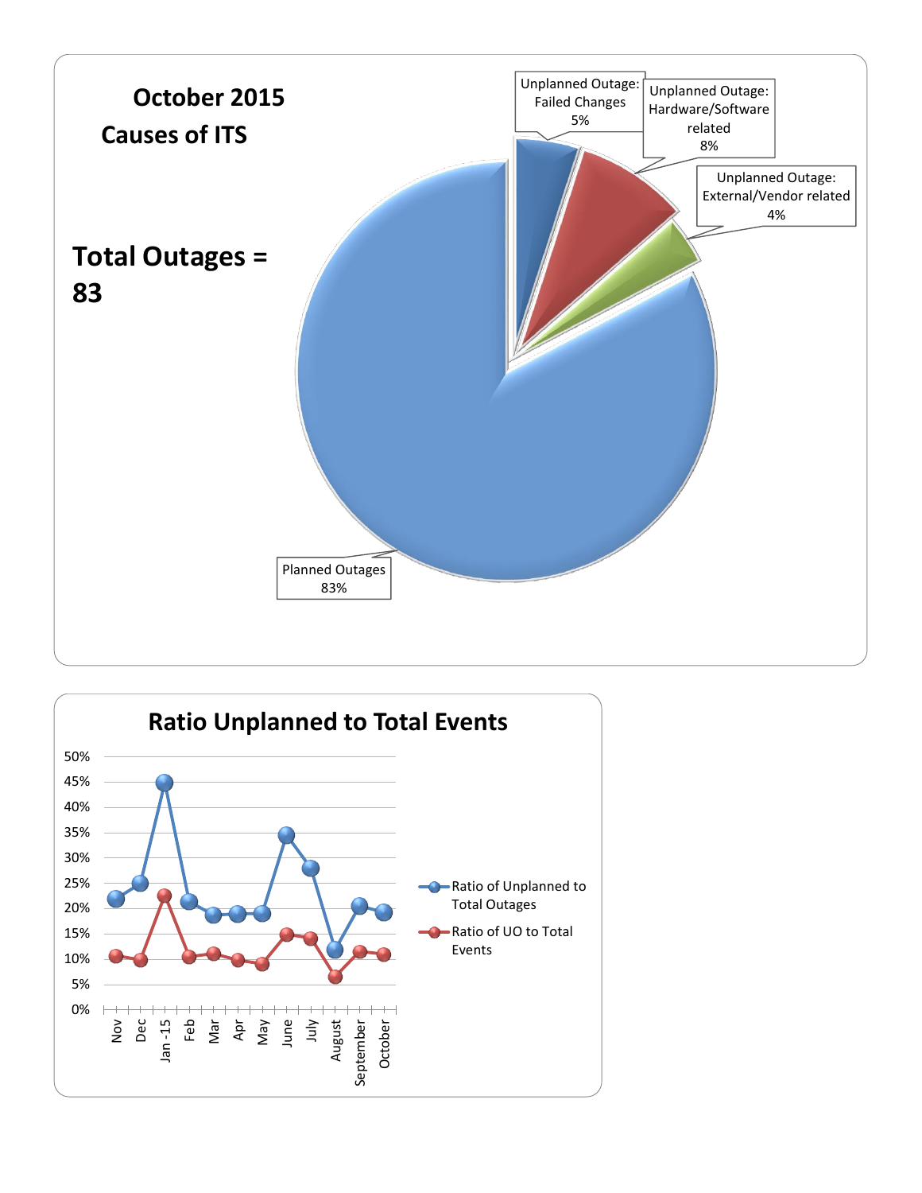## October 2015

## Causes of ITS

**Total Outages = 83**

| Cause | Percentage |
|---|---|
| Unplanned Outage: Failed Changes | 5% |
| Unplanned Outage: Hardware/Software related | 8% |
| Unplanned Outage: External/Vendor related | 4% |
| Planned Outages | 83% |

## Ratio Unplanned to Total Events

- Ratio of Unplanned to Total Outages
- Ratio of UO to Total Events

Y-axis: 0%, 5%, 10%, 15%, 20%, 25%, 30%, 35%, 40%, 45%, 50%

X-axis: Nov, Dec, Jan -15, Feb, Mar, Apr, May, June, July, August, September, October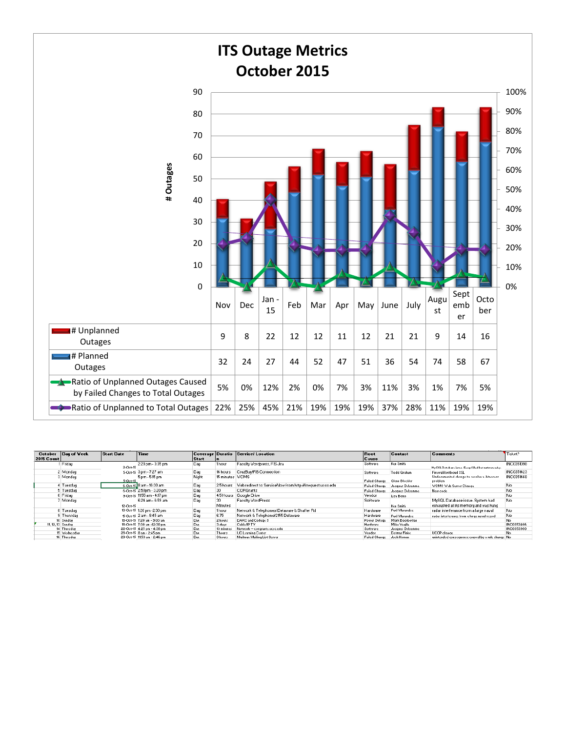# ITS Outage Metrics
# October 2015

# Outages

90
80
70
60
50
40
30
20
10
0

100%
90%
80%
70%
60%
50%
40%
30%
20%
10%
0%

Nov | Dec | Jan - 15 | Feb | Mar | Apr | May | June | July | August | September | October

# Unplanned Outages: 9, 8, 22, 12, 12, 11, 12, 21, 21, 9, 14, 16

# Planned Outages: 32, 24, 27, 44, 52, 47, 51, 36, 54, 74, 58, 67

Ratio of Unplanned Outages Caused by Failed Changes to Total Outages: 5%, 0%, 12%, 2%, 0%, 7%, 3%, 11%, 3%, 1%, 7%, 5%

Ratio of Unplanned to Total Outages: 22%, 25%, 45%, 21%, 19%, 19%, 19%, 37%, 28%, 11%, 19%, 19%

| October 2015 Count | Day of Week | Start Date | Time | Coverage Start | Duration | Service/ Location | Root Cause | Contact | Comments | Ticket? |
|---|---|---|---|---|---|---|---|---|---|---|
| 1 | Friday | 2-Oct-15 | 2:20 pm - 3:35 pm | Day | 1 hour | Faculty Wordpress, FIS Jira | Software | Ken Smith | MySQL Database issue. Swap filled but extremely... | INC0351098 |
| 2 | Monday | 5-Oct-15 | 3 pm - 7:27 am | Day | 16 hours | CruzBuy/FIS Connection | Software | Todd Graham | Firewall/outbound SSL | INC0351423 |
| 3 | Monday | 5-Oct-15 | 5 pm - 5:15 pm | Night | 15 minutes | WCMS | Failed Change | Glenn Dieckler | Undocumented change to resolve a Moveover problem | INC0351468 |
| 4 | Tuesday | 6-Oct-15 | 8 am - 10:30 am | Day | 2.5 hours | Web redirect to ServiceNow from http://request.ucsc.edu | Failed Change | Jacques Delcenne | WCMS Web Server Change | No |
| 5 | Tuesday | 6-Oct-15 | 2:50pm - 3:20 pm | Day | 30 | CORGrants | Failed Change | Jacques Delcenne | New code | No |
| 6 | Friday | 9-Oct-15 | 11:55 am - 4:17 pm | Day | 4.5 Hours | Google Drive | Vendor | Lisa Bono | | No |
| 7 | Monday | 12-Oct-15 | 6:24 am - 6:59 am | Day | 30 Minutes | Faculty WordPress | Software | Ken Smith | MySQL Database issue. System had exhausted all its memory and was hung | No |
| 8 | Tuesday | 13-Oct-15 | 1:20 pm - 2:30 pm | Day | 1 hour | Network & Telephones/Delaware & Shaffer Rd | Hardware | Paul Murandas | radar interference from a large naval | No |
| 9 | Thursday | 15-Oct-15 | 2 am - 8:45 am | Day | 6.75 | Network & Telephone/2155 Delaware | Hardware | Paul Murandas | radar interference from a large naval vessel | No |
| 10 | Sunday | 18-Oct-15 | 7:20 am - 8:03 am | Day | 2 hours | DARC and College 8 | Power Outage | Mark Boolootian | | No |
| 11, 12, 13 | Sunday | 18-Oct-15 | 7:30 am - 12:30 pm | Day | 3 days | CableIP TV | Hardware | Mike Voglis | | INC0353466 |
| 14 | Thursday | 22-Oct-15 | 4:25 pm - 4:30 pm | Day | 10 minutes | Network -- corgrants.ucsc.edu | Software | Jacques Delcenne | | INC0353900 |
| 15 | Wednesday | 28-Oct-15 | 8 am - 2:45 pm | Day | 7 hours | UC Learning Center | Vendor | Delmar Fink | UCOP change | No |
| 16 | Thursday | 29-Oct-15 | 11:50 am - 2:46 pm | Day | 3 hours | Mailman Mailing List Server | Failed Change | Josh Horner | unintended consequence caused by a rule change | No |